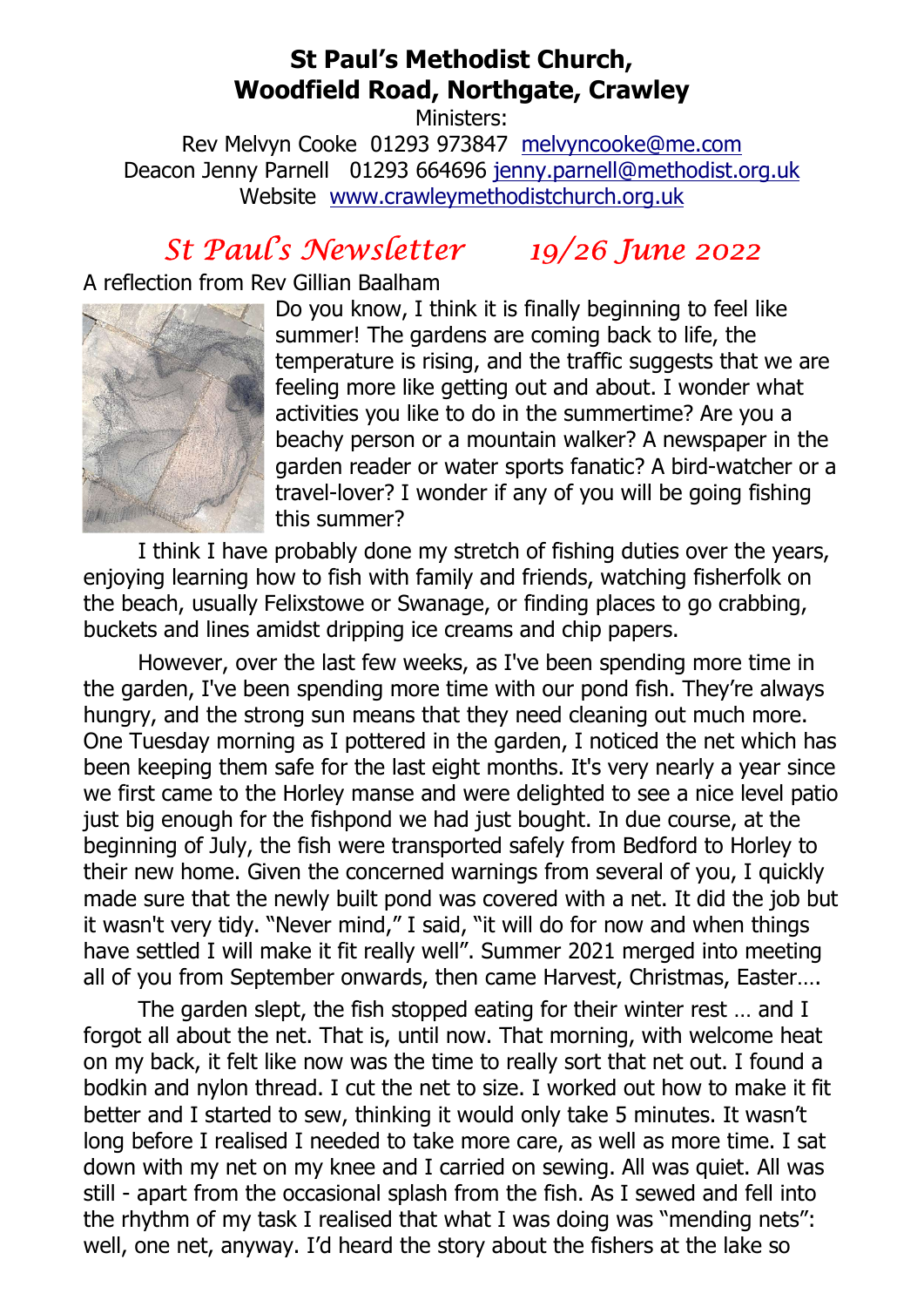# St Paul's Methodist Church, Woodfield Road, Northgate, Crawley

Ministers:

Rev Melvyn Cooke 01293 973847 melvyncooke@me.com

Deacon Jenny Parnell 01293 664696 jenny.parnell@methodist.org.uk

Website www.crawleymethodistchurch.org.uk

## *St Paul's Newsletter 19/26 June 2022*

A reflection from Rev Gillian Baalham

Do you know, I think it is finally beginning to feel like summer! The gardens are coming back to life, the temperature is rising, and the traffic suggests that we are feeling more like getting out and about. I wonder what activities you like to do in the summertime? Are you a beachy person or a mountain walker? A newspaper in the garden reader or water sports fanatic? A bird-watcher or a travel-lover? I wonder if any of you will be going fishing this summer?

I think I have probably done my stretch of fishing duties over the years, enjoying learning how to fish with family and friends, watching fisherfolk on the beach, usually Felixstowe or Swanage, or finding places to go crabbing, buckets and lines amidst dripping ice creams and chip papers.

However, over the last few weeks, as I've been spending more time in the garden, I've been spending more time with our pond fish. They're always hungry, and the strong sun means that they need cleaning out much more. One Tuesday morning as I pottered in the garden, I noticed the net which has been keeping them safe for the last eight months. It's very nearly a year since we first came to the Horley manse and were delighted to see a nice level patio just big enough for the fishpond we had just bought. In due course, at the beginning of July, the fish were transported safely from Bedford to Horley to their new home. Given the concerned warnings from several of you, I quickly made sure that the newly built pond was covered with a net. It did the job but it wasn't very tidy. "Never mind," I said, "it will do for now and when things have settled I will make it fit really well". Summer 2021 merged into meeting all of you from September onwards, then came Harvest, Christmas, Easter….

The garden slept, the fish stopped eating for their winter rest … and I forgot all about the net. That is, until now. That morning, with welcome heat on my back, it felt like now was the time to really sort that net out. I found a bodkin and nylon thread. I cut the net to size. I worked out how to make it fit better and I started to sew, thinking it would only take 5 minutes. It wasn't long before I realised I needed to take more care, as well as more time. I sat down with my net on my knee and I carried on sewing. All was quiet. All was still - apart from the occasional splash from the fish. As I sewed and fell into the rhythm of my task I realised that what I was doing was "mending nets": well, one net, anyway. I'd heard the story about the fishers at the lake so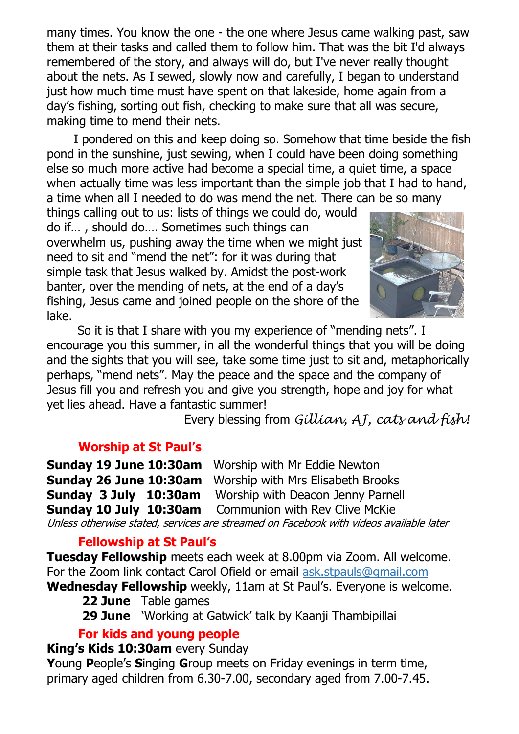many times. You know the one - the one where Jesus came walking past, saw them at their tasks and called them to follow him. That was the bit I'd always remembered of the story, and always will do, but I've never really thought about the nets. As I sewed, slowly now and carefully, I began to understand just how much time must have spent on that lakeside, home again from a day's fishing, sorting out fish, checking to make sure that all was secure, making time to mend their nets.

I pondered on this and keep doing so. Somehow that time beside the fish pond in the sunshine, just sewing, when I could have been doing something else so much more active had become a special time, a quiet time, a space when actually time was less important than the simple job that I had to hand, a time when all I needed to do was mend the net. There can be so many things calling out to us: lists of things we could do, would do if… , should do…. Sometimes such things can overwhelm us, pushing away the time when we might just need to sit and "mend the net": for it was during that simple task that Jesus walked by. Amidst the post-work banter, over the mending of nets, at the end of a day's fishing, Jesus came and joined people on the shore of the lake.

So it is that I share with you my experience of "mending nets". I encourage you this summer, in all the wonderful things that you will be doing and the sights that you will see, take some time just to sit and, metaphorically perhaps, "mend nets". May the peace and the space and the company of Jesus fill you and refresh you and give you strength, hope and joy for what yet lies ahead. Have a fantastic summer!

Every blessing from *Gillian, AJ, cats and fish!*

## Worship at St Paul's

**Sunday 19 June 10:30am** Worship with Mr Eddie Newton
**Sunday 26 June 10:30am** Worship with Mrs Elisabeth Brooks
**Sunday 3 July 10:30am** Worship with Deacon Jenny Parnell
**Sunday 10 July 10:30am** Communion with Rev Clive McKie

*Unless otherwise stated, services are streamed on Facebook with videos available later*

## Fellowship at St Paul's

**Tuesday Fellowship** meets each week at 8.00pm via Zoom. All welcome. For the Zoom link contact Carol Ofield or email ask.stpauls@gmail.com

**Wednesday Fellowship** weekly, 11am at St Paul's. Everyone is welcome.

**22 June** Table games
**29 June** 'Working at Gatwick' talk by Kaanji Thambipillai

## For kids and young people

**King's Kids 10:30am** every Sunday

**Y**oung **P**eople's **S**inging **G**roup meets on Friday evenings in term time, primary aged children from 6.30-7.00, secondary aged from 7.00-7.45.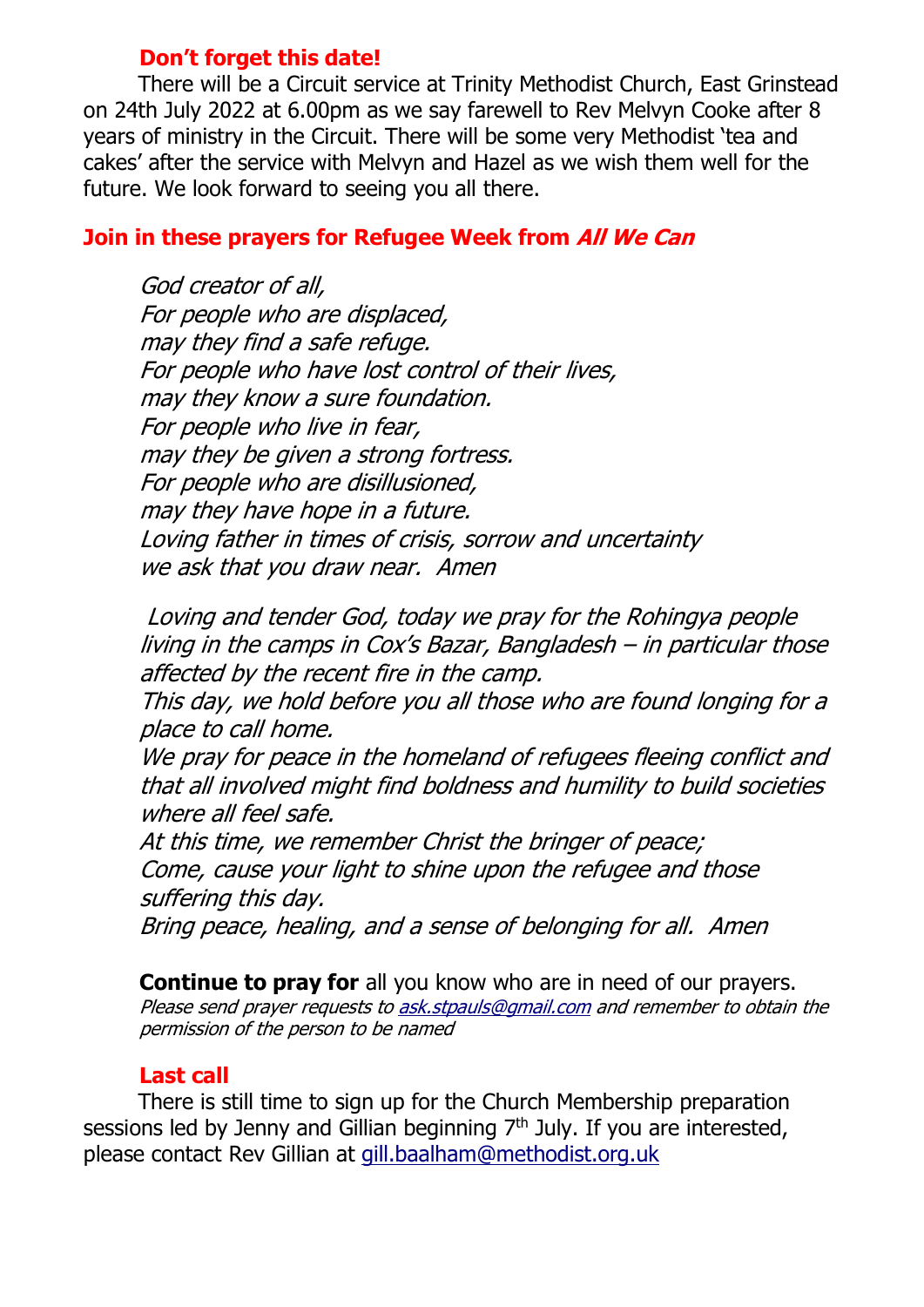### Don't forget this date!

There will be a Circuit service at Trinity Methodist Church, East Grinstead on 24th July 2022 at 6.00pm as we say farewell to Rev Melvyn Cooke after 8 years of ministry in the Circuit. There will be some very Methodist 'tea and cakes' after the service with Melvyn and Hazel as we wish them well for the future. We look forward to seeing you all there.

### Join in these prayers for Refugee Week from *All We Can*

*God creator of all,*  
*For people who are displaced,*  
*may they find a safe refuge.*  
*For people who have lost control of their lives,*  
*may they know a sure foundation.*  
*For people who live in fear,*  
*may they be given a strong fortress.*  
*For people who are disillusioned,*  
*may they have hope in a future.*  
*Loving father in times of crisis, sorrow and uncertainty*  
*we ask that you draw near. Amen*

*Loving and tender God, today we pray for the Rohingya people living in the camps in Cox's Bazar, Bangladesh – in particular those affected by the recent fire in the camp.*  
*This day, we hold before you all those who are found longing for a place to call home.*  
*We pray for peace in the homeland of refugees fleeing conflict and that all involved might find boldness and humility to build societies where all feel safe.*  
*At this time, we remember Christ the bringer of peace;*  
*Come, cause your light to shine upon the refugee and those suffering this day.*  
*Bring peace, healing, and a sense of belonging for all. Amen*

**Continue to pray for** all you know who are in need of our prayers.  
*Please send prayer requests to ask.stpauls@gmail.com and remember to obtain the permission of the person to be named*

### Last call

There is still time to sign up for the Church Membership preparation sessions led by Jenny and Gillian beginning 7th July. If you are interested, please contact Rev Gillian at gill.baalham@methodist.org.uk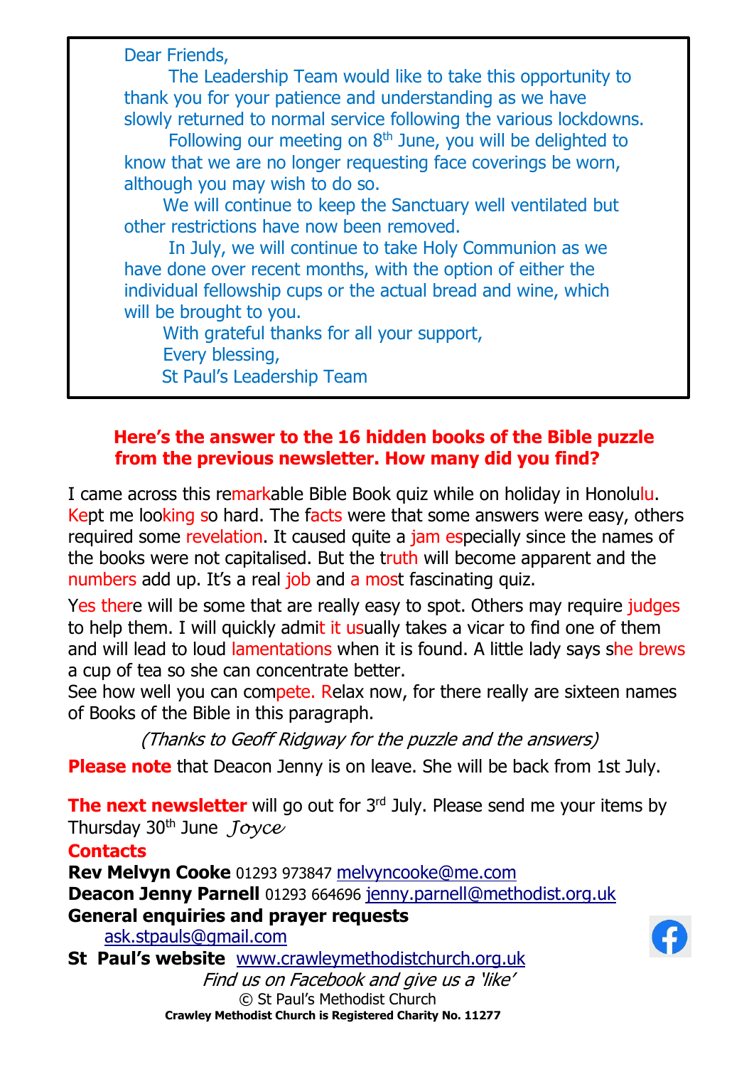Dear Friends,

The Leadership Team would like to take this opportunity to thank you for your patience and understanding as we have slowly returned to normal service following the various lockdowns.

Following our meeting on 8th June, you will be delighted to know that we are no longer requesting face coverings be worn, although you may wish to do so.

We will continue to keep the Sanctuary well ventilated but other restrictions have now been removed.

In July, we will continue to take Holy Communion as we have done over recent months, with the option of either the individual fellowship cups or the actual bread and wine, which will be brought to you.

With grateful thanks for all your support,
Every blessing,
St Paul's Leadership Team

**Here's the answer to the 16 hidden books of the Bible puzzle from the previous newsletter. How many did you find?**

I came across this remarkable Bible Book quiz while on holiday in Honolulu. Kept me looking so hard. The facts were that some answers were easy, others required some revelation. It caused quite a jam especially since the names of the books were not capitalised. But the truth will become apparent and the numbers add up. It's a real job and a most fascinating quiz.

Yes there will be some that are really easy to spot. Others may require judges to help them. I will quickly admit it usually takes a vicar to find one of them and will lead to loud lamentations when it is found. A little lady says she brews a cup of tea so she can concentrate better.
See how well you can compete. Relax now, for there really are sixteen names of Books of the Bible in this paragraph.

*(Thanks to Geoff Ridgway for the puzzle and the answers)*

**Please note** that Deacon Jenny is on leave. She will be back from 1st July.

**The next newsletter** will go out for 3rd July. Please send me your items by Thursday 30th June *Joyce*

**Contacts**

**Rev Melvyn Cooke** 01293 973847 melvyncooke@me.com
**Deacon Jenny Parnell** 01293 664696 jenny.parnell@methodist.org.uk
**General enquiries and prayer requests**
ask.stpauls@gmail.com
**St Paul's website** www.crawleymethodistchurch.org.uk

*Find us on Facebook and give us a 'like'*

© St Paul's Methodist Church
**Crawley Methodist Church is Registered Charity No. 11277**